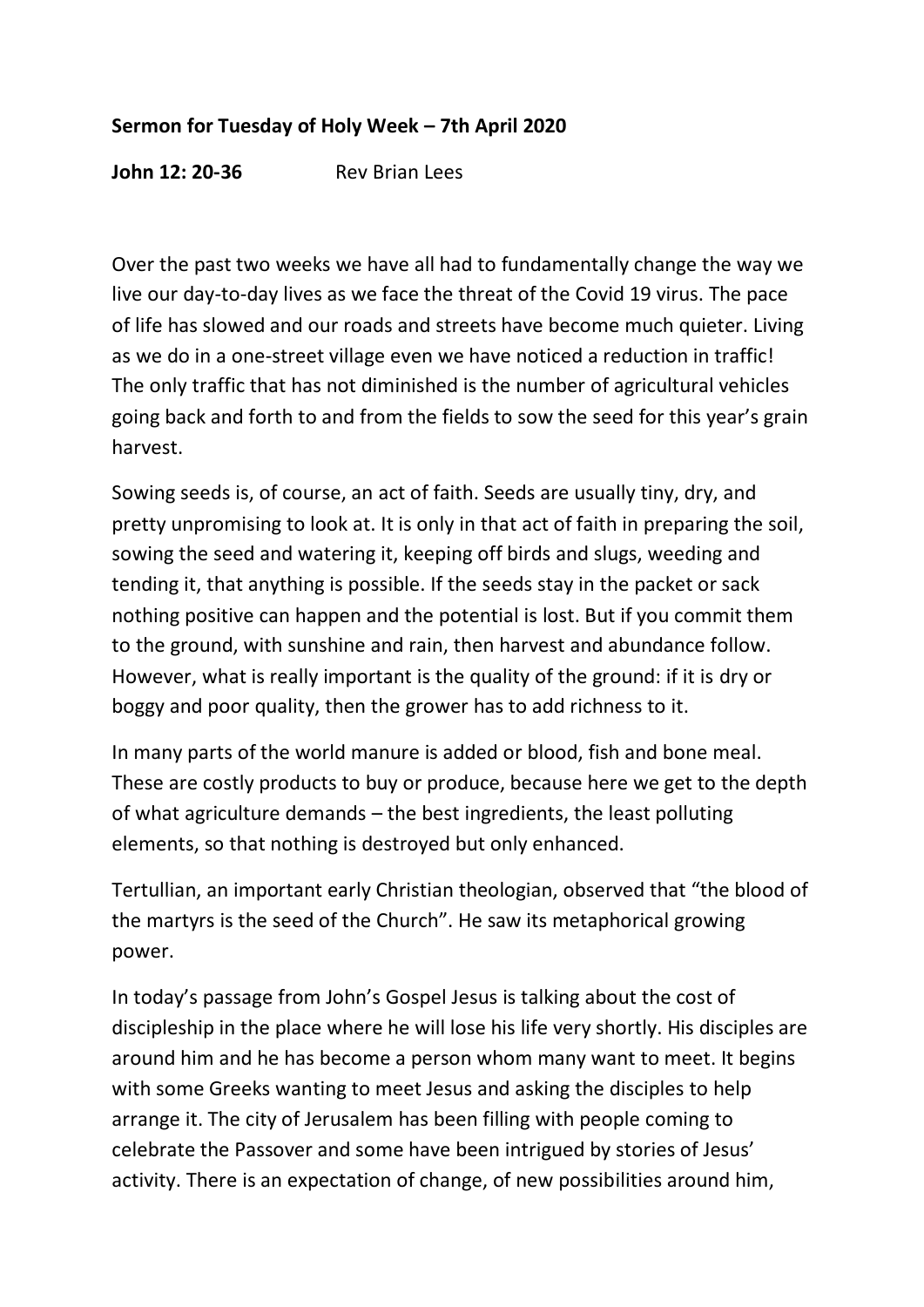**Sermon for Tuesday of Holy Week – 7th April 2020**

**John 12: 20-36** Rev Brian Lees

Over the past two weeks we have all had to fundamentally change the way we live our day-to-day lives as we face the threat of the Covid 19 virus. The pace of life has slowed and our roads and streets have become much quieter. Living as we do in a one-street village even we have noticed a reduction in traffic! The only traffic that has not diminished is the number of agricultural vehicles going back and forth to and from the fields to sow the seed for this year's grain harvest.

Sowing seeds is, of course, an act of faith. Seeds are usually tiny, dry, and pretty unpromising to look at. It is only in that act of faith in preparing the soil, sowing the seed and watering it, keeping off birds and slugs, weeding and tending it, that anything is possible. If the seeds stay in the packet or sack nothing positive can happen and the potential is lost. But if you commit them to the ground, with sunshine and rain, then harvest and abundance follow. However, what is really important is the quality of the ground: if it is dry or boggy and poor quality, then the grower has to add richness to it.

In many parts of the world manure is added or blood, fish and bone meal. These are costly products to buy or produce, because here we get to the depth of what agriculture demands – the best ingredients, the least polluting elements, so that nothing is destroyed but only enhanced.

Tertullian, an important early Christian theologian, observed that "the blood of the martyrs is the seed of the Church". He saw its metaphorical growing power.

In today's passage from John's Gospel Jesus is talking about the cost of discipleship in the place where he will lose his life very shortly. His disciples are around him and he has become a person whom many want to meet. It begins with some Greeks wanting to meet Jesus and asking the disciples to help arrange it. The city of Jerusalem has been filling with people coming to celebrate the Passover and some have been intrigued by stories of Jesus' activity. There is an expectation of change, of new possibilities around him,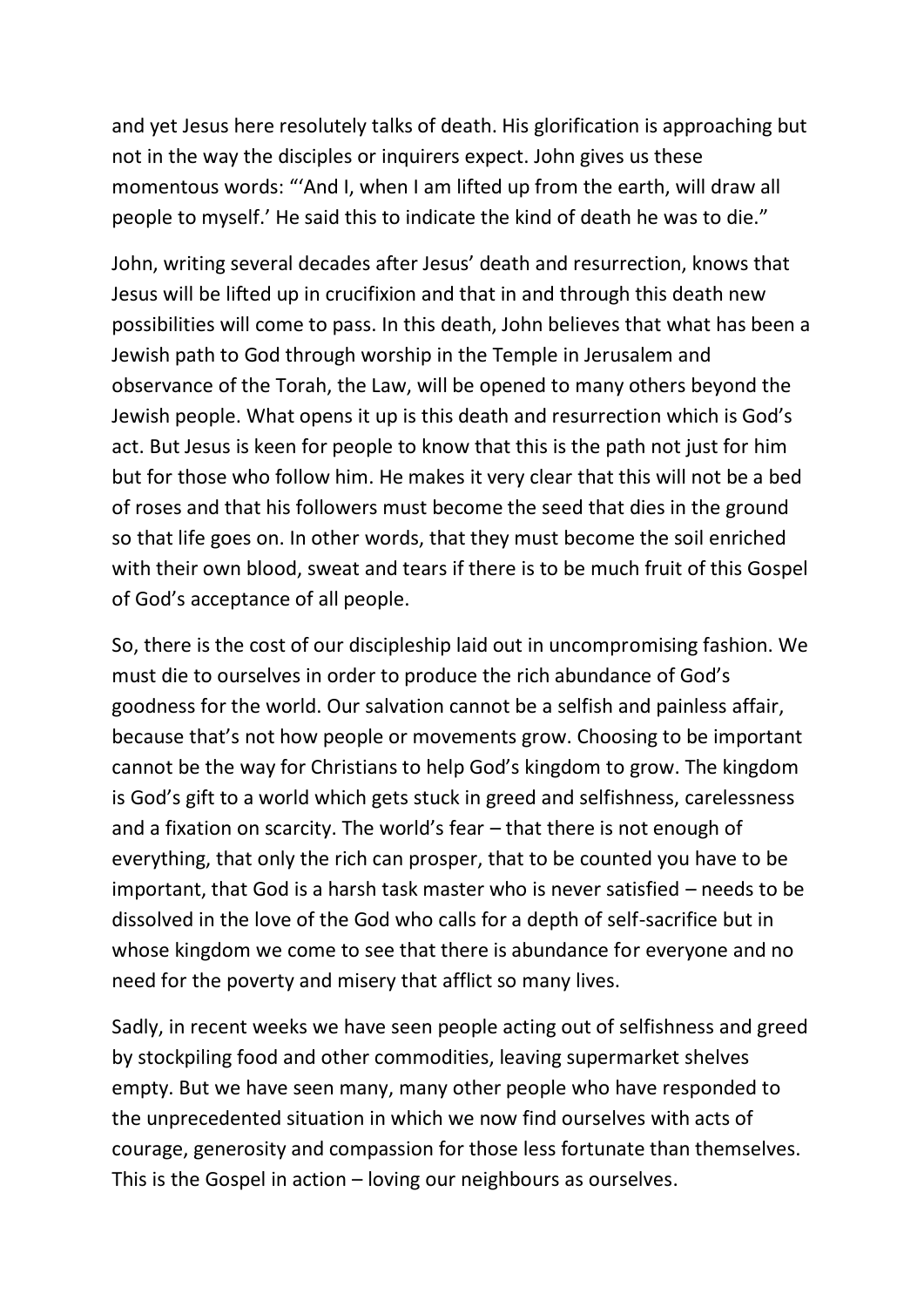and yet Jesus here resolutely talks of death. His glorification is approaching but not in the way the disciples or inquirers expect. John gives us these momentous words: "'And I, when I am lifted up from the earth, will draw all people to myself.' He said this to indicate the kind of death he was to die."

John, writing several decades after Jesus' death and resurrection, knows that Jesus will be lifted up in crucifixion and that in and through this death new possibilities will come to pass. In this death, John believes that what has been a Jewish path to God through worship in the Temple in Jerusalem and observance of the Torah, the Law, will be opened to many others beyond the Jewish people. What opens it up is this death and resurrection which is God's act. But Jesus is keen for people to know that this is the path not just for him but for those who follow him. He makes it very clear that this will not be a bed of roses and that his followers must become the seed that dies in the ground so that life goes on. In other words, that they must become the soil enriched with their own blood, sweat and tears if there is to be much fruit of this Gospel of God's acceptance of all people.

So, there is the cost of our discipleship laid out in uncompromising fashion. We must die to ourselves in order to produce the rich abundance of God's goodness for the world. Our salvation cannot be a selfish and painless affair, because that's not how people or movements grow. Choosing to be important cannot be the way for Christians to help God's kingdom to grow. The kingdom is God's gift to a world which gets stuck in greed and selfishness, carelessness and a fixation on scarcity. The world's fear – that there is not enough of everything, that only the rich can prosper, that to be counted you have to be important, that God is a harsh task master who is never satisfied – needs to be dissolved in the love of the God who calls for a depth of self-sacrifice but in whose kingdom we come to see that there is abundance for everyone and no need for the poverty and misery that afflict so many lives.

Sadly, in recent weeks we have seen people acting out of selfishness and greed by stockpiling food and other commodities, leaving supermarket shelves empty. But we have seen many, many other people who have responded to the unprecedented situation in which we now find ourselves with acts of courage, generosity and compassion for those less fortunate than themselves. This is the Gospel in action – loving our neighbours as ourselves.